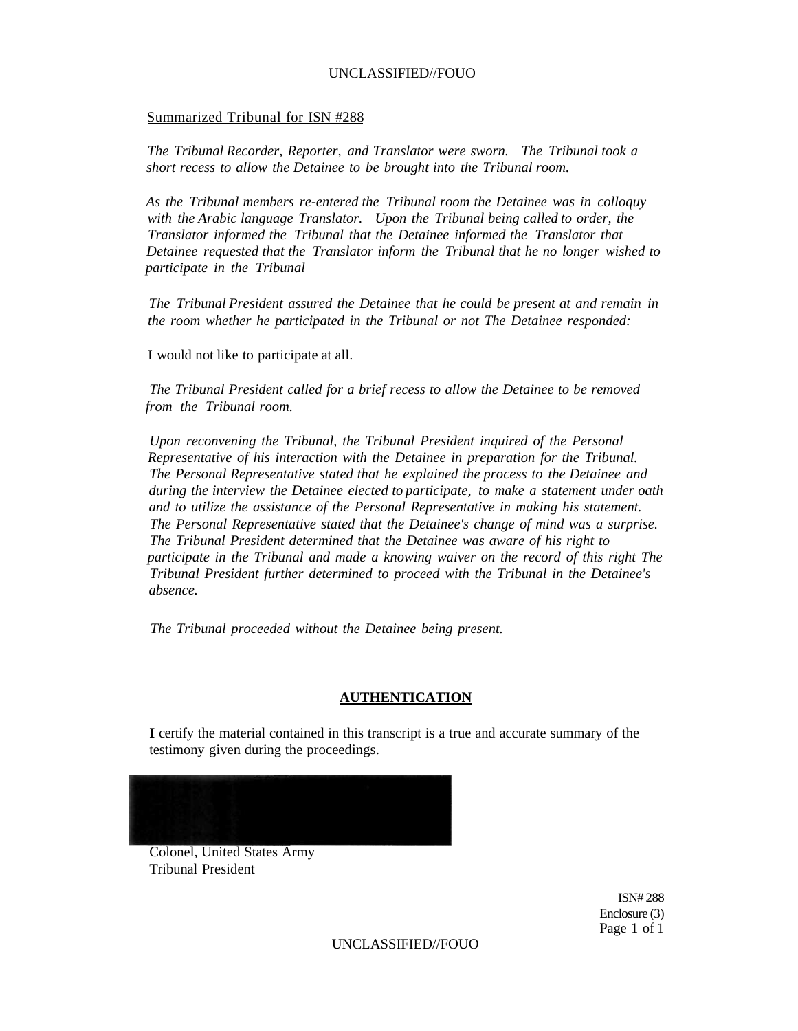Summarized Tribunal for ISN #288

*The Tribunal Recorder, Reporter, and Translator were sworn. The Tribunal took a short recess to allow the Detainee to be brought into the Tribunal room.*

*As the Tribunal members re-entered the Tribunal room the Detainee was in colloquy with the Arabic language Translator. Upon the Tribunal being called to order, the Translator informed the Tribunal that the Detainee informed the Translator that Detainee requested that the Translator inform the Tribunal that he no longer wished to participate in the Tribunal*

*The Tribunal President assured the Detainee that he could be present at and remain in the room whether he participated in the Tribunal or not The Detainee responded:*

I would not like to participate at all.

*The Tribunal President called for a brief recess to allow the Detainee to be removed from the Tribunal room.*

*Upon reconvening the Tribunal, the Tribunal President inquired of the Personal Representative of his interaction with the Detainee in preparation for the Tribunal. The Personal Representative stated that he explained the process to the Detainee and during the interview the Detainee elected to participate, to make a statement under oath and to utilize the assistance of the Personal Representative in making his statement. The Personal Representative stated that the Detainee's change of mind was a surprise. The Tribunal President determined that the Detainee was aware of his right to participate in the Tribunal and made a knowing waiver on the record of this right The Tribunal President further determined to proceed with the Tribunal in the Detainee's absence.*

*The Tribunal proceeded without the Detainee being present.*

**AUTHENTICATION**

**I** certify the material contained in this transcript is a true and accurate summary of the testimony given during the proceedings.

Colonel, United States Army
Tribunal President

ISN# 288
Enclosure (3)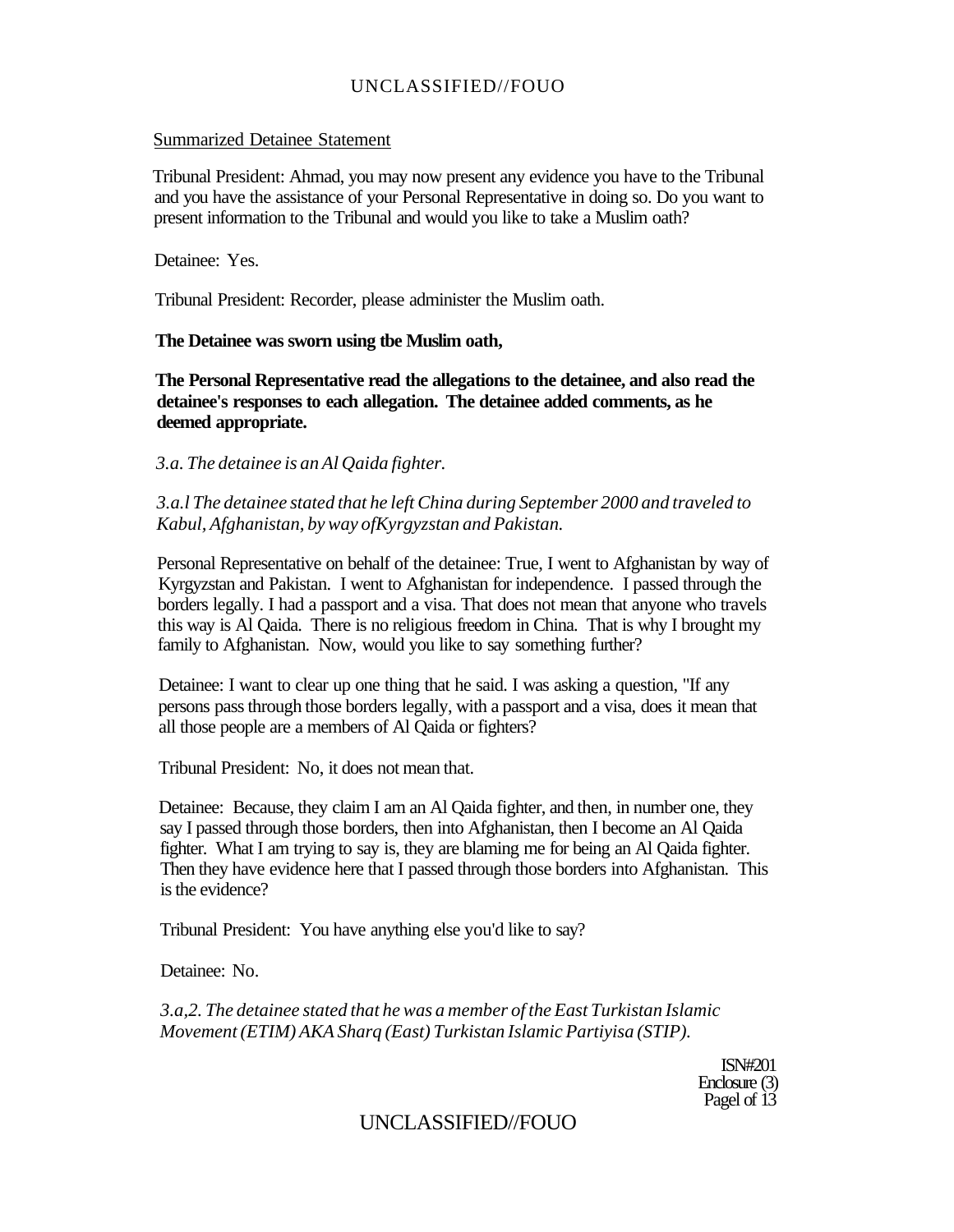Summarized Detainee Statement

Tribunal President: Ahmad, you may now present any evidence you have to the Tribunal and you have the assistance of your Personal Representative in doing so. Do you want to present information to the Tribunal and would you like to take a Muslim oath?

Detainee: Yes.

Tribunal President: Recorder, please administer the Muslim oath.

**The Detainee was sworn using tbe Muslim oath,**

**The Personal Representative read the allegations to the detainee, and also read the detainee's responses to each allegation. The detainee added comments, as he deemed appropriate.**

*3.a. The detainee is an Al Qaida fighter.*

*3.a.l The detainee stated that he left China during September 2000 and traveled to Kabul, Afghanistan, by way ofKyrgyzstan and Pakistan.*

Personal Representative on behalf of the detainee: True, I went to Afghanistan by way of Kyrgyzstan and Pakistan. I went to Afghanistan for independence. I passed through the borders legally. I had a passport and a visa. That does not mean that anyone who travels this way is Al Qaida. There is no religious freedom in China. That is why I brought my family to Afghanistan. Now, would you like to say something further?

Detainee: I want to clear up one thing that he said. I was asking a question, "If any persons pass through those borders legally, with a passport and a visa, does it mean that all those people are a members of Al Qaida or fighters?

Tribunal President: No, it does not mean that.

Detainee: Because, they claim I am an Al Qaida fighter, and then, in number one, they say I passed through those borders, then into Afghanistan, then I become an Al Qaida fighter. What I am trying to say is, they are blaming me for being an Al Qaida fighter. Then they have evidence here that I passed through those borders into Afghanistan. This is the evidence?

Tribunal President: You have anything else you'd like to say?

Detainee: No.

*3.a,2. The detainee stated that he was a member of the East Turkistan Islamic Movement (ETIM) AKA Sharq (East) Turkistan Islamic Partiyisa (STIP).*

ISN#201
Enclosure (3)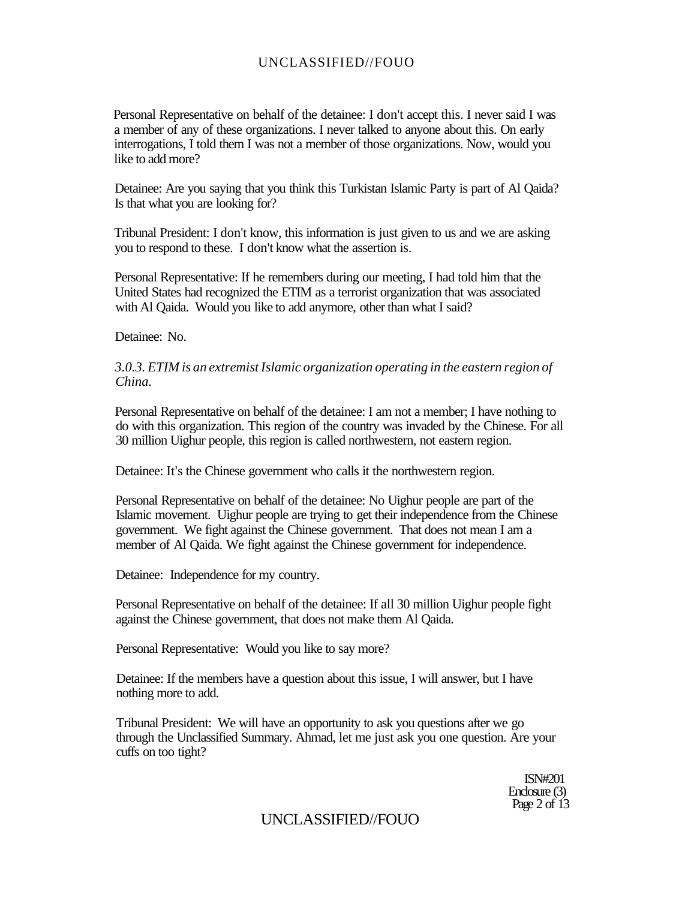Personal Representative on behalf of the detainee: I don't accept this. I never said I was a member of any of these organizations. I never talked to anyone about this. On early interrogations, I told them I was not a member of those organizations. Now, would you like to add more?

Detainee: Are you saying that you think this Turkistan Islamic Party is part of Al Qaida? Is that what you are looking for?

Tribunal President: I don't know, this information is just given to us and we are asking you to respond to these. I don't know what the assertion is.

Personal Representative: If he remembers during our meeting, I had told him that the United States had recognized the ETIM as a terrorist organization that was associated with Al Qaida. Would you like to add anymore, other than what I said?

Detainee: No.

*3.0.3. ETIM is an extremist Islamic organization operating in the eastern region of China.*

Personal Representative on behalf of the detainee: I am not a member; I have nothing to do with this organization. This region of the country was invaded by the Chinese. For all 30 million Uighur people, this region is called northwestern, not eastern region.

Detainee: It's the Chinese government who calls it the northwestern region.

Personal Representative on behalf of the detainee: No Uighur people are part of the Islamic movement. Uighur people are trying to get their independence from the Chinese government. We fight against the Chinese government. That does not mean I am a member of Al Qaida. We fight against the Chinese government for independence.

Detainee: Independence for my country.

Personal Representative on behalf of the detainee: If all 30 million Uighur people fight against the Chinese government, that does not make them Al Qaida.

Personal Representative: Would you like to say more?

Detainee: If the members have a question about this issue, I will answer, but I have nothing more to add.

Tribunal President: We will have an opportunity to ask you questions after we go through the Unclassified Summary. Ahmad, let me just ask you one question. Are your cuffs on too tight?

ISN#201
Enclosure (3)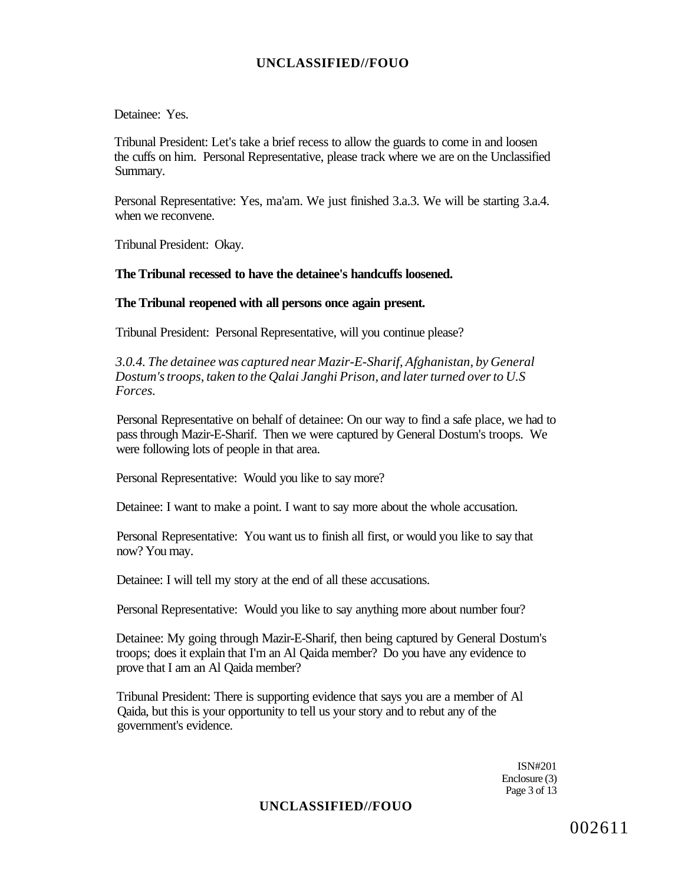Detainee: Yes.

Tribunal President: Let's take a brief recess to allow the guards to come in and loosen the cuffs on him. Personal Representative, please track where we are on the Unclassified Summary.

Personal Representative: Yes, ma'am. We just finished 3.a.3. We will be starting 3.a.4. when we reconvene.

Tribunal President: Okay.

**The Tribunal recessed to have the detainee's handcuffs loosened.**

**The Tribunal reopened with all persons once again present.**

Tribunal President: Personal Representative, will you continue please?

*3.0.4. The detainee was captured near Mazir-E-Sharif, Afghanistan, by General Dostum's troops, taken to the Qalai Janghi Prison, and later turned over to U.S Forces.*

Personal Representative on behalf of detainee: On our way to find a safe place, we had to pass through Mazir-E-Sharif. Then we were captured by General Dostum's troops. We were following lots of people in that area.

Personal Representative: Would you like to say more?

Detainee: I want to make a point. I want to say more about the whole accusation.

Personal Representative: You want us to finish all first, or would you like to say that now? You may.

Detainee: I will tell my story at the end of all these accusations.

Personal Representative: Would you like to say anything more about number four?

Detainee: My going through Mazir-E-Sharif, then being captured by General Dostum's troops; does it explain that I'm an Al Qaida member? Do you have any evidence to prove that I am an Al Qaida member?

Tribunal President: There is supporting evidence that says you are a member of Al Qaida, but this is your opportunity to tell us your story and to rebut any of the government's evidence.

ISN#201
Enclosure (3)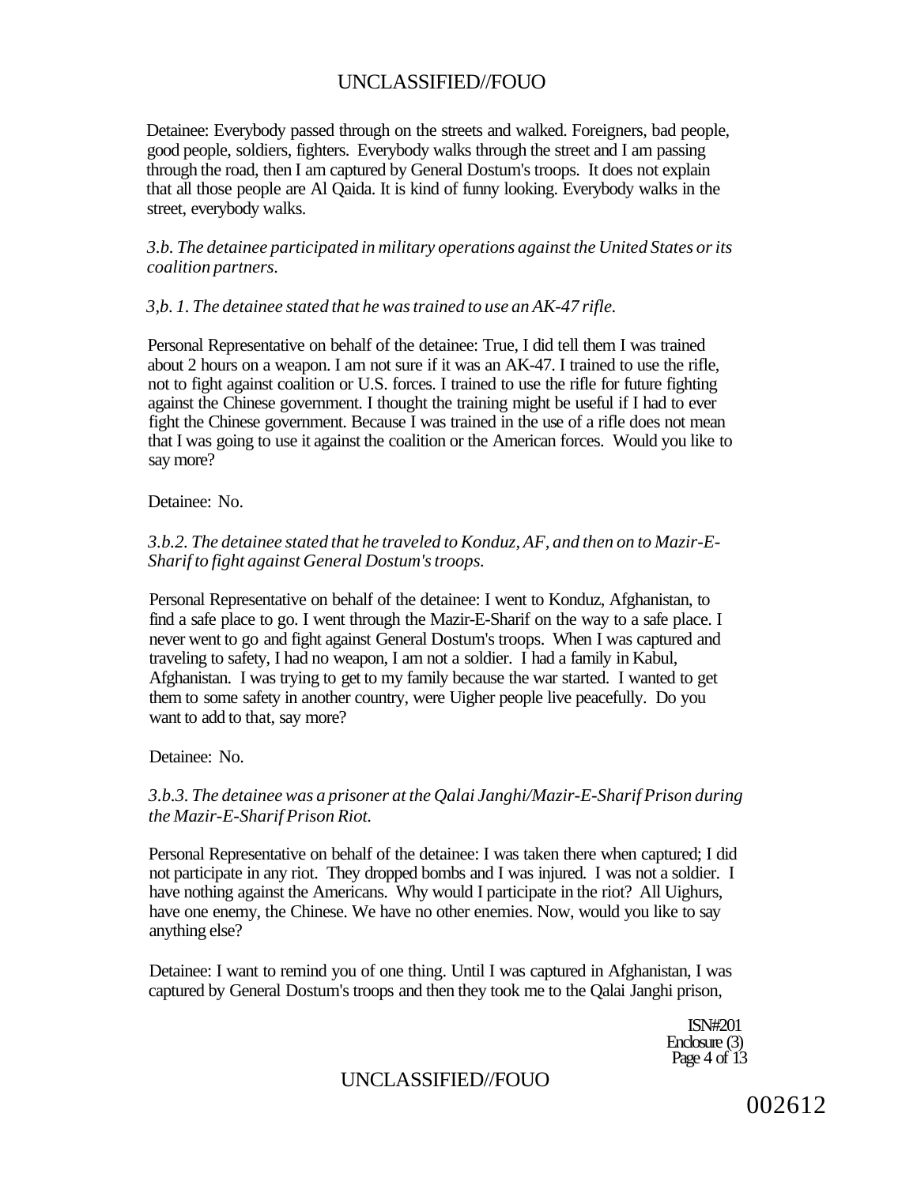Detainee: Everybody passed through on the streets and walked. Foreigners, bad people, good people, soldiers, fighters. Everybody walks through the street and I am passing through the road, then I am captured by General Dostum's troops. It does not explain that all those people are Al Qaida. It is kind of funny looking. Everybody walks in the street, everybody walks.

*3.b. The detainee participated in military operations against the United States or its coalition partners.*

*3,b. 1. The detainee stated that he was trained to use an AK-47 rifle.*

Personal Representative on behalf of the detainee: True, I did tell them I was trained about 2 hours on a weapon. I am not sure if it was an AK-47. I trained to use the rifle, not to fight against coalition or U.S. forces. I trained to use the rifle for future fighting against the Chinese government. I thought the training might be useful if I had to ever fight the Chinese government. Because I was trained in the use of a rifle does not mean that I was going to use it against the coalition or the American forces. Would you like to say more?

Detainee: No.

*3.b.2. The detainee stated that he traveled to Konduz, AF, and then on to Mazir-E-Sharif to fight against General Dostum's troops.*

Personal Representative on behalf of the detainee: I went to Konduz, Afghanistan, to find a safe place to go. I went through the Mazir-E-Sharif on the way to a safe place. I never went to go and fight against General Dostum's troops. When I was captured and traveling to safety, I had no weapon, I am not a soldier. I had a family in Kabul, Afghanistan. I was trying to get to my family because the war started. I wanted to get them to some safety in another country, were Uigher people live peacefully. Do you want to add to that, say more?

Detainee: No.

*3.b.3. The detainee was a prisoner at the Qalai Janghi/Mazir-E-Sharif Prison during the Mazir-E-Sharif Prison Riot.*

Personal Representative on behalf of the detainee: I was taken there when captured; I did not participate in any riot. They dropped bombs and I was injured. I was not a soldier. I have nothing against the Americans. Why would I participate in the riot? All Uighurs, have one enemy, the Chinese. We have no other enemies. Now, would you like to say anything else?

Detainee: I want to remind you of one thing. Until I was captured in Afghanistan, I was captured by General Dostum's troops and then they took me to the Qalai Janghi prison,

ISN#201
Enclosure (3)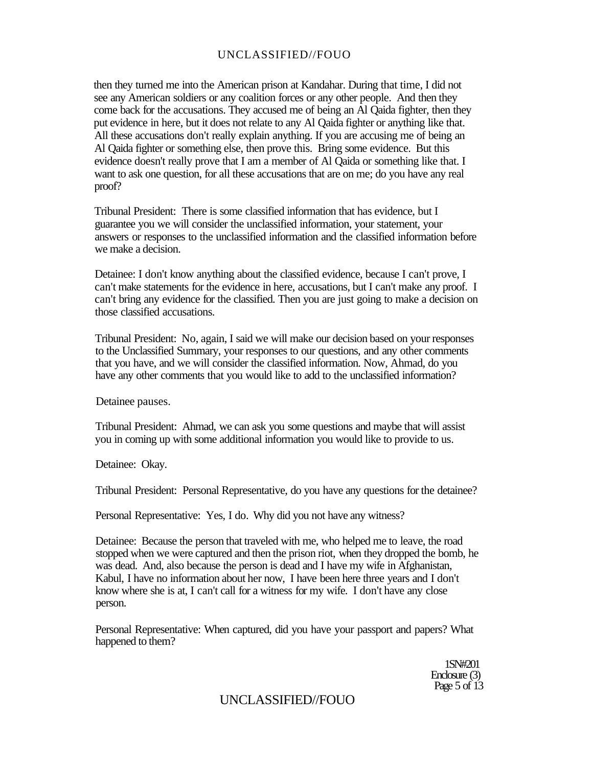then they turned me into the American prison at Kandahar. During that time, I did not see any American soldiers or any coalition forces or any other people. And then they come back for the accusations. They accused me of being an Al Qaida fighter, then they put evidence in here, but it does not relate to any Al Qaida fighter or anything like that. All these accusations don't really explain anything. If you are accusing me of being an Al Qaida fighter or something else, then prove this. Bring some evidence. But this evidence doesn't really prove that I am a member of Al Qaida or something like that. I want to ask one question, for all these accusations that are on me; do you have any real proof?

Tribunal President: There is some classified information that has evidence, but I guarantee you we will consider the unclassified information, your statement, your answers or responses to the unclassified information and the classified information before we make a decision.

Detainee: I don't know anything about the classified evidence, because I can't prove, I can't make statements for the evidence in here, accusations, but I can't make any proof. I can't bring any evidence for the classified. Then you are just going to make a decision on those classified accusations.

Tribunal President: No, again, I said we will make our decision based on your responses to the Unclassified Summary, your responses to our questions, and any other comments that you have, and we will consider the classified information. Now, Ahmad, do you have any other comments that you would like to add to the unclassified information?

Detainee pauses.

Tribunal President: Ahmad, we can ask you some questions and maybe that will assist you in coming up with some additional information you would like to provide to us.

Detainee: Okay.

Tribunal President: Personal Representative, do you have any questions for the detainee?

Personal Representative: Yes, I do. Why did you not have any witness?

Detainee: Because the person that traveled with me, who helped me to leave, the road stopped when we were captured and then the prison riot, when they dropped the bomb, he was dead. And, also because the person is dead and I have my wife in Afghanistan, Kabul, I have no information about her now, I have been here three years and I don't know where she is at, I can't call for a witness for my wife. I don't have any close person.

Personal Representative: When captured, did you have your passport and papers? What happened to them?

1SN#201
Enclosure (3)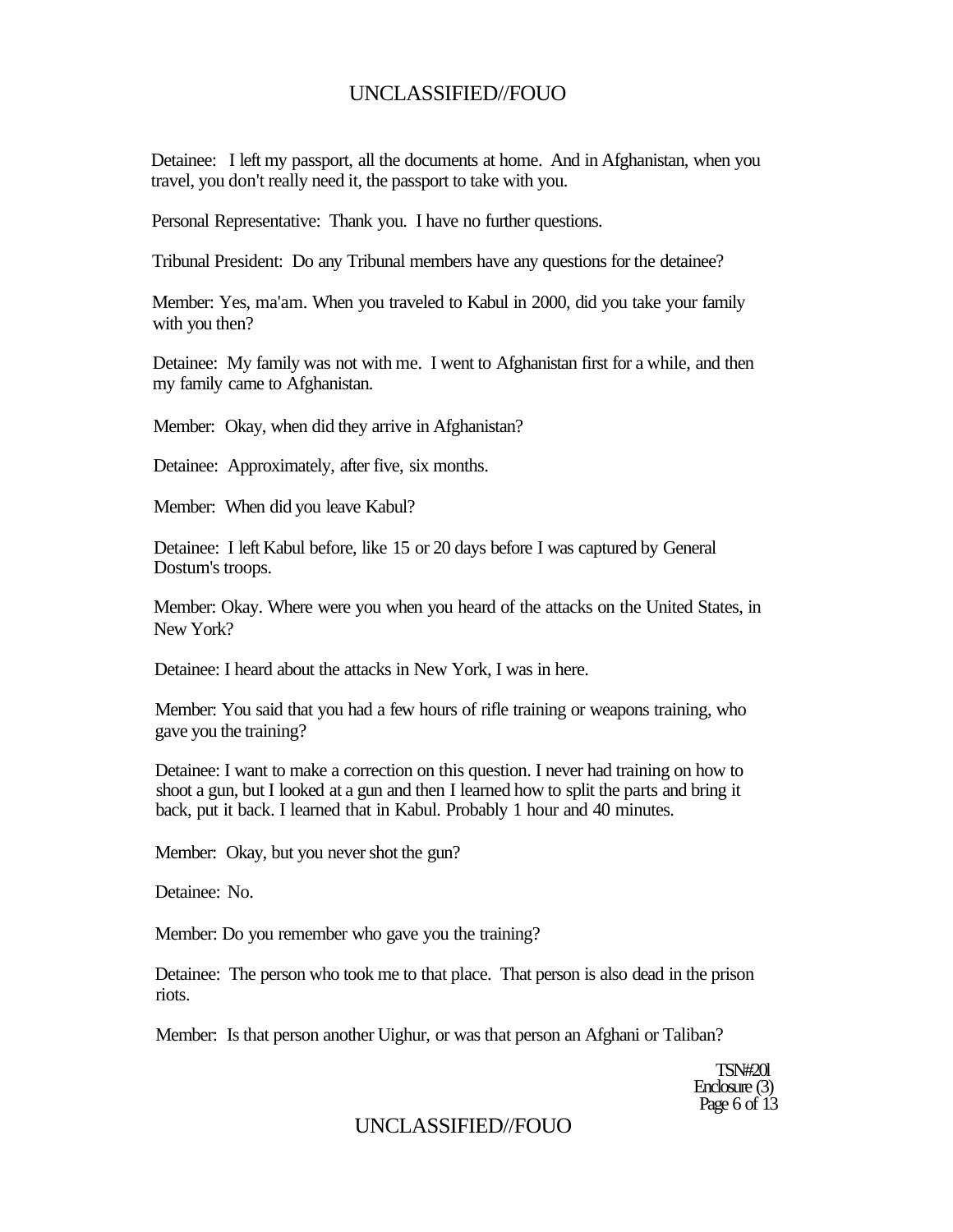Detainee: I left my passport, all the documents at home. And in Afghanistan, when you travel, you don't really need it, the passport to take with you.

Personal Representative: Thank you. I have no further questions.

Tribunal President: Do any Tribunal members have any questions for the detainee?

Member: Yes, ma'am. When you traveled to Kabul in 2000, did you take your family with you then?

Detainee: My family was not with me. I went to Afghanistan first for a while, and then my family came to Afghanistan.

Member: Okay, when did they arrive in Afghanistan?

Detainee: Approximately, after five, six months.

Member: When did you leave Kabul?

Detainee: I left Kabul before, like 15 or 20 days before I was captured by General Dostum's troops.

Member: Okay. Where were you when you heard of the attacks on the United States, in New York?

Detainee: I heard about the attacks in New York, I was in here.

Member: You said that you had a few hours of rifle training or weapons training, who gave you the training?

Detainee: I want to make a correction on this question. I never had training on how to shoot a gun, but I looked at a gun and then I learned how to split the parts and bring it back, put it back. I learned that in Kabul. Probably 1 hour and 40 minutes.

Member: Okay, but you never shot the gun?

Detainee: No.

Member: Do you remember who gave you the training?

Detainee: The person who took me to that place. That person is also dead in the prison riots.

Member: Is that person another Uighur, or was that person an Afghani or Taliban?

TSN#201
Enclosure (3)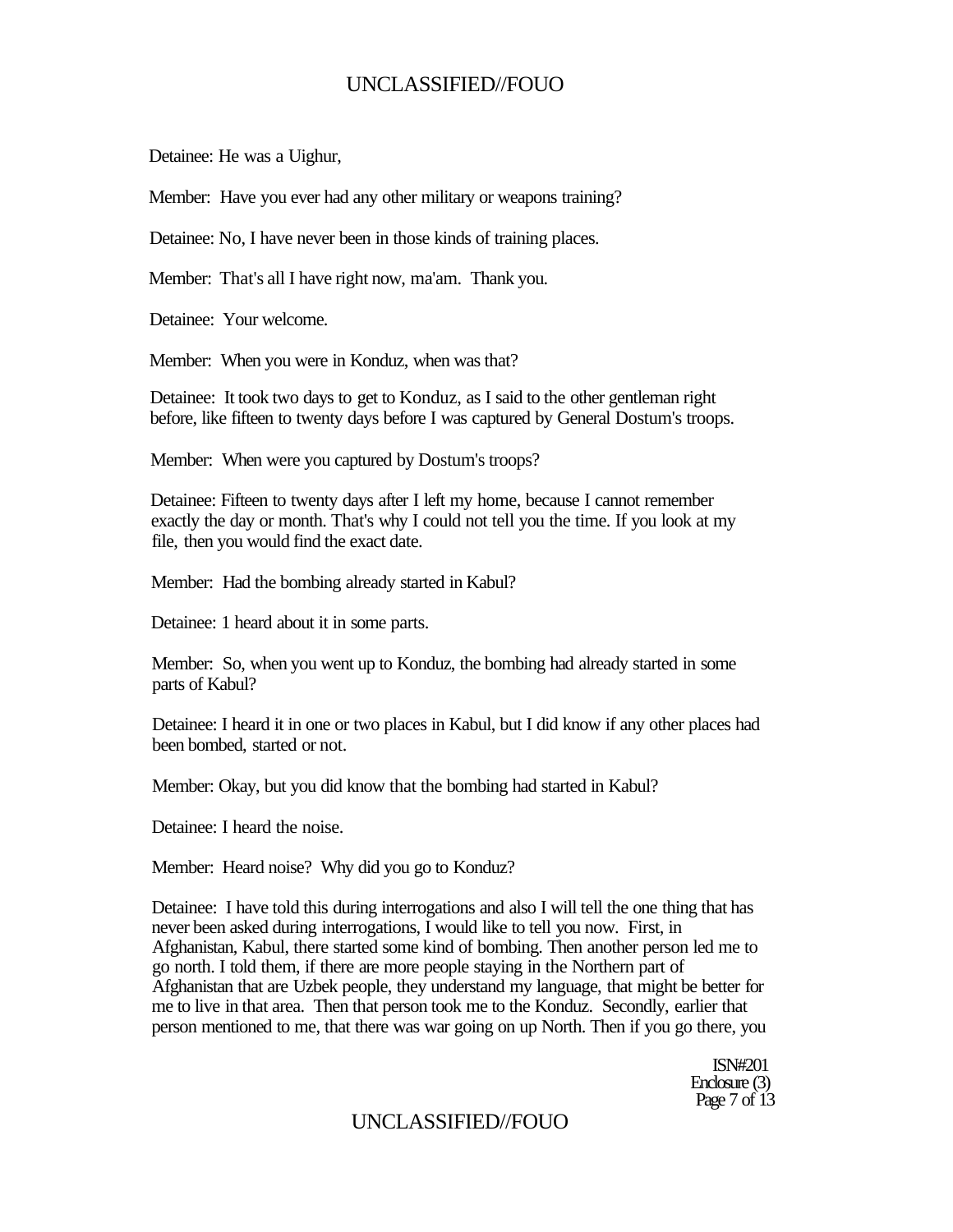Detainee: He was a Uighur,

Member: Have you ever had any other military or weapons training?

Detainee: No, I have never been in those kinds of training places.

Member: That's all I have right now, ma'am. Thank you.

Detainee: Your welcome.

Member: When you were in Konduz, when was that?

Detainee: It took two days to get to Konduz, as I said to the other gentleman right before, like fifteen to twenty days before I was captured by General Dostum's troops.

Member: When were you captured by Dostum's troops?

Detainee: Fifteen to twenty days after I left my home, because I cannot remember exactly the day or month. That's why I could not tell you the time. If you look at my file, then you would find the exact date.

Member: Had the bombing already started in Kabul?

Detainee: 1 heard about it in some parts.

Member: So, when you went up to Konduz, the bombing had already started in some parts of Kabul?

Detainee: I heard it in one or two places in Kabul, but I did know if any other places had been bombed, started or not.

Member: Okay, but you did know that the bombing had started in Kabul?

Detainee: I heard the noise.

Member: Heard noise? Why did you go to Konduz?

Detainee: I have told this during interrogations and also I will tell the one thing that has never been asked during interrogations, I would like to tell you now. First, in Afghanistan, Kabul, there started some kind of bombing. Then another person led me to go north. I told them, if there are more people staying in the Northern part of Afghanistan that are Uzbek people, they understand my language, that might be better for me to live in that area. Then that person took me to the Konduz. Secondly, earlier that person mentioned to me, that there was war going on up North. Then if you go there, you

ISN#201
Enclosure (3)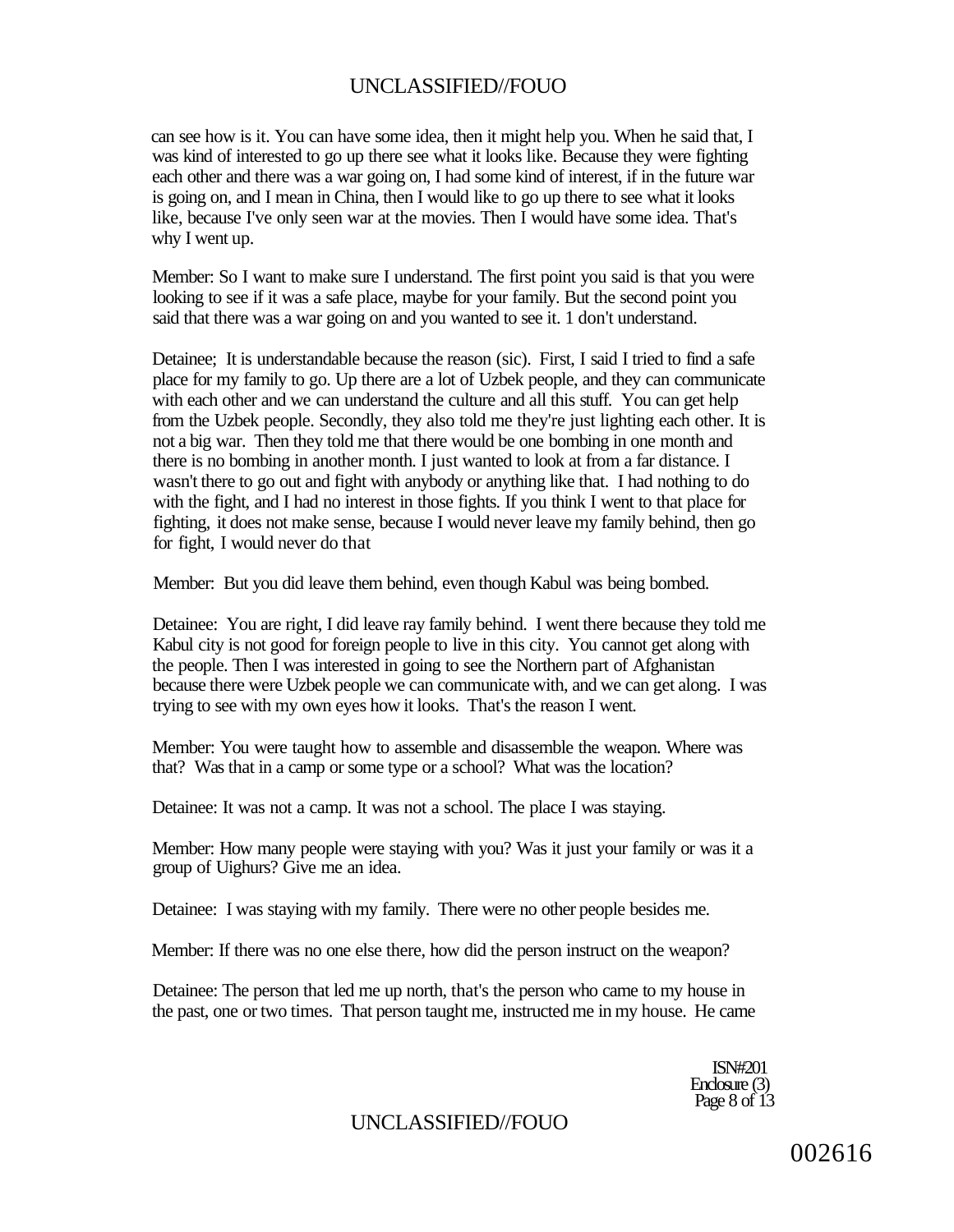can see how is it. You can have some idea, then it might help you. When he said that, I was kind of interested to go up there see what it looks like. Because they were fighting each other and there was a war going on, I had some kind of interest, if in the future war is going on, and I mean in China, then I would like to go up there to see what it looks like, because I've only seen war at the movies. Then I would have some idea. That's why I went up.

Member: So I want to make sure I understand. The first point you said is that you were looking to see if it was a safe place, maybe for your family. But the second point you said that there was a war going on and you wanted to see it. 1 don't understand.

Detainee; It is understandable because the reason (sic). First, I said I tried to find a safe place for my family to go. Up there are a lot of Uzbek people, and they can communicate with each other and we can understand the culture and all this stuff. You can get help from the Uzbek people. Secondly, they also told me they're just lighting each other. It is not a big war. Then they told me that there would be one bombing in one month and there is no bombing in another month. I just wanted to look at from a far distance. I wasn't there to go out and fight with anybody or anything like that. I had nothing to do with the fight, and I had no interest in those fights. If you think I went to that place for fighting, it does not make sense, because I would never leave my family behind, then go for fight, I would never do that

Member: But you did leave them behind, even though Kabul was being bombed.

Detainee: You are right, I did leave ray family behind. I went there because they told me Kabul city is not good for foreign people to live in this city. You cannot get along with the people. Then I was interested in going to see the Northern part of Afghanistan because there were Uzbek people we can communicate with, and we can get along. I was trying to see with my own eyes how it looks. That's the reason I went.

Member: You were taught how to assemble and disassemble the weapon. Where was that? Was that in a camp or some type or a school? What was the location?

Detainee: It was not a camp. It was not a school. The place I was staying.

Member: How many people were staying with you? Was it just your family or was it a group of Uighurs? Give me an idea.

Detainee: I was staying with my family. There were no other people besides me.

Member: If there was no one else there, how did the person instruct on the weapon?

Detainee: The person that led me up north, that's the person who came to my house in the past, one or two times. That person taught me, instructed me in my house. He came

ISN#201
Enclosure (3)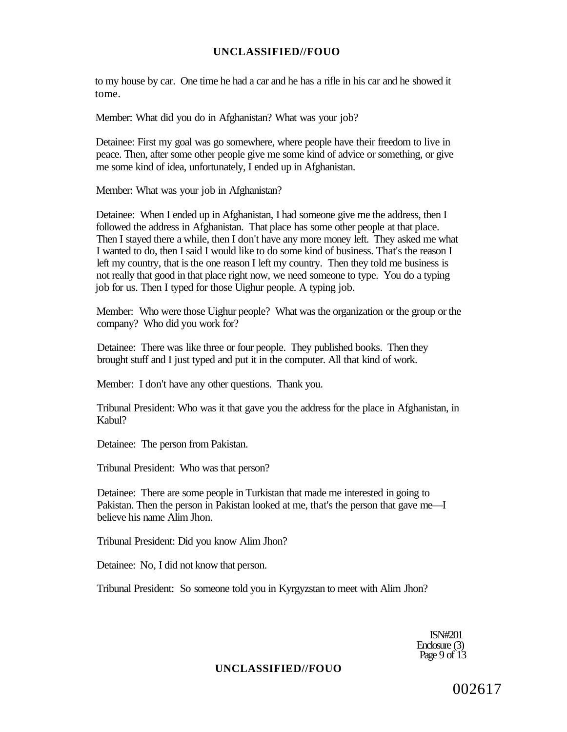to my house by car. One time he had a car and he has a rifle in his car and he showed it tome.

Member: What did you do in Afghanistan? What was your job?

Detainee: First my goal was go somewhere, where people have their freedom to live in peace. Then, after some other people give me some kind of advice or something, or give me some kind of idea, unfortunately, I ended up in Afghanistan.

Member: What was your job in Afghanistan?

Detainee: When I ended up in Afghanistan, I had someone give me the address, then I followed the address in Afghanistan. That place has some other people at that place. Then I stayed there a while, then I don't have any more money left. They asked me what I wanted to do, then I said I would like to do some kind of business. That's the reason I left my country, that is the one reason I left my country. Then they told me business is not really that good in that place right now, we need someone to type. You do a typing job for us. Then I typed for those Uighur people. A typing job.

Member: Who were those Uighur people? What was the organization or the group or the company? Who did you work for?

Detainee: There was like three or four people. They published books. Then they brought stuff and I just typed and put it in the computer. All that kind of work.

Member: I don't have any other questions. Thank you.

Tribunal President: Who was it that gave you the address for the place in Afghanistan, in Kabul?

Detainee: The person from Pakistan.

Tribunal President: Who was that person?

Detainee: There are some people in Turkistan that made me interested in going to Pakistan. Then the person in Pakistan looked at me, that's the person that gave me—I believe his name Alim Jhon.

Tribunal President: Did you know Alim Jhon?

Detainee: No, I did not know that person.

Tribunal President: So someone told you in Kyrgyzstan to meet with Alim Jhon?

ISN#201
Enclosure (3)

002617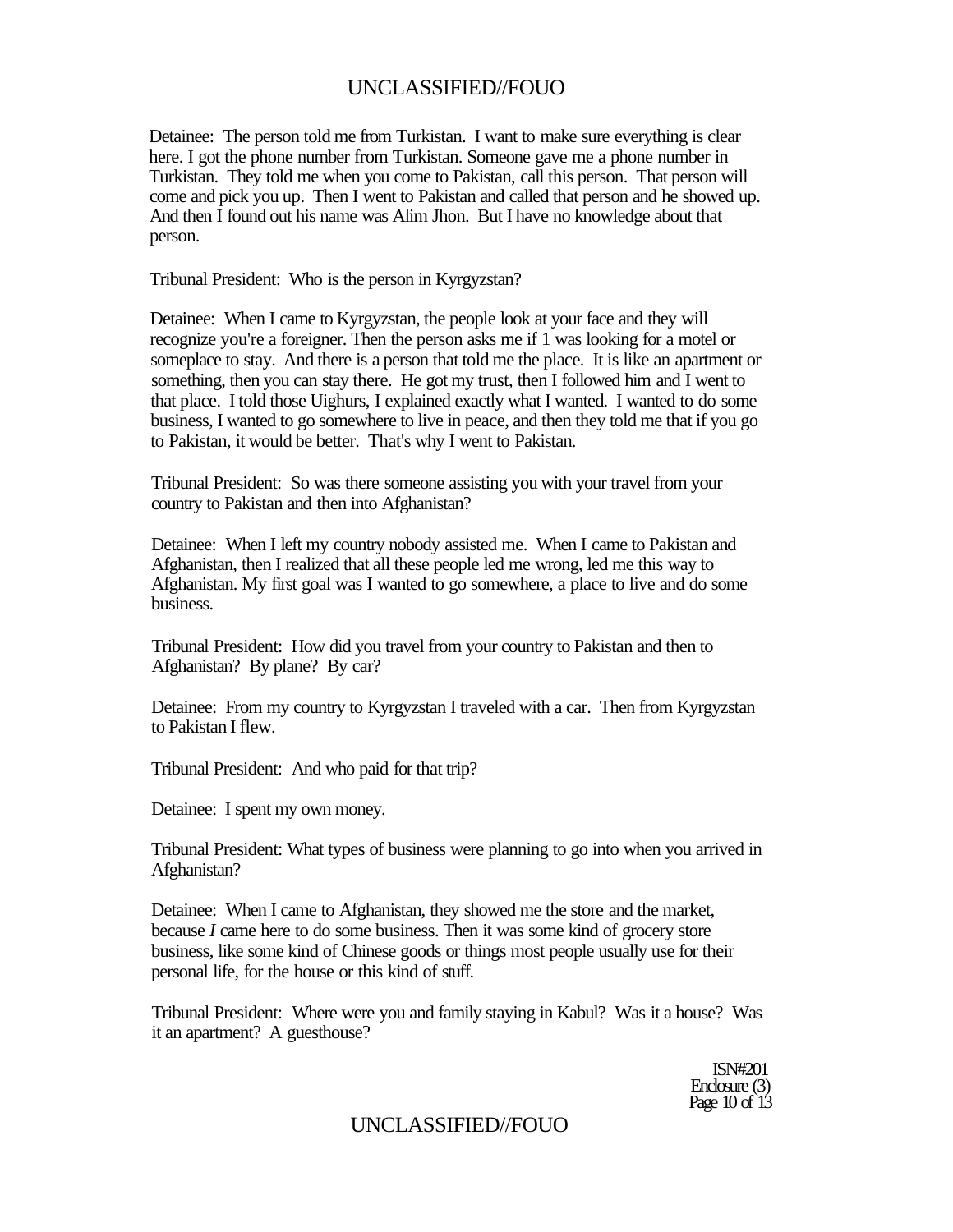Detainee: The person told me from Turkistan. I want to make sure everything is clear here. I got the phone number from Turkistan. Someone gave me a phone number in Turkistan. They told me when you come to Pakistan, call this person. That person will come and pick you up. Then I went to Pakistan and called that person and he showed up. And then I found out his name was Alim Jhon. But I have no knowledge about that person.

Tribunal President: Who is the person in Kyrgyzstan?

Detainee: When I came to Kyrgyzstan, the people look at your face and they will recognize you're a foreigner. Then the person asks me if 1 was looking for a motel or someplace to stay. And there is a person that told me the place. It is like an apartment or something, then you can stay there. He got my trust, then I followed him and I went to that place. I told those Uighurs, I explained exactly what I wanted. I wanted to do some business, I wanted to go somewhere to live in peace, and then they told me that if you go to Pakistan, it would be better. That's why I went to Pakistan.

Tribunal President: So was there someone assisting you with your travel from your country to Pakistan and then into Afghanistan?

Detainee: When I left my country nobody assisted me. When I came to Pakistan and Afghanistan, then I realized that all these people led me wrong, led me this way to Afghanistan. My first goal was I wanted to go somewhere, a place to live and do some business.

Tribunal President: How did you travel from your country to Pakistan and then to Afghanistan? By plane? By car?

Detainee: From my country to Kyrgyzstan I traveled with a car. Then from Kyrgyzstan to Pakistan I flew.

Tribunal President: And who paid for that trip?

Detainee: I spent my own money.

Tribunal President: What types of business were planning to go into when you arrived in Afghanistan?

Detainee: When I came to Afghanistan, they showed me the store and the market, because *I* came here to do some business. Then it was some kind of grocery store business, like some kind of Chinese goods or things most people usually use for their personal life, for the house or this kind of stuff.

Tribunal President: Where were you and family staying in Kabul? Was it a house? Was it an apartment? A guesthouse?

ISN#201
Enclosure (3)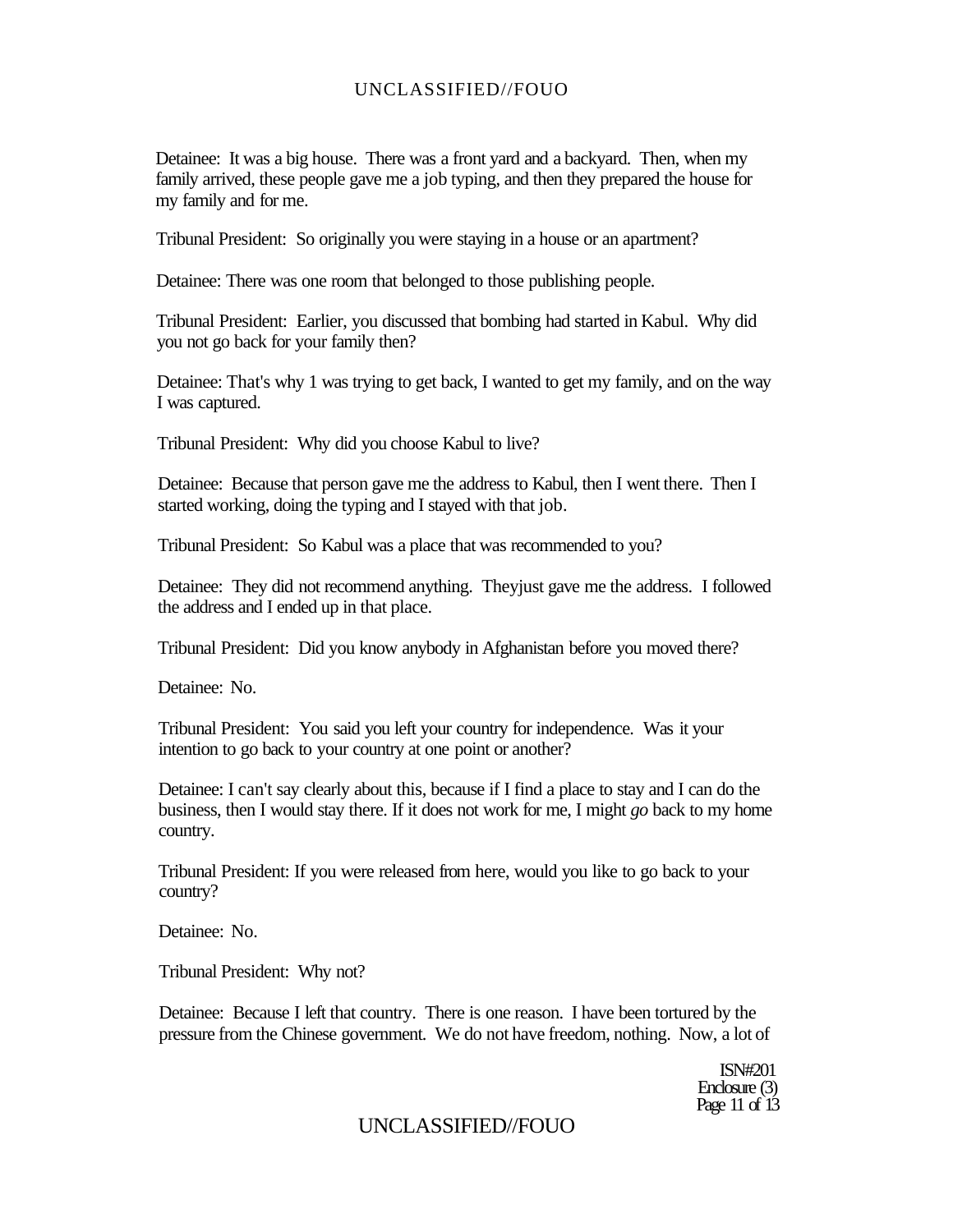Detainee: It was a big house. There was a front yard and a backyard. Then, when my family arrived, these people gave me a job typing, and then they prepared the house for my family and for me.

Tribunal President: So originally you were staying in a house or an apartment?

Detainee: There was one room that belonged to those publishing people.

Tribunal President: Earlier, you discussed that bombing had started in Kabul. Why did you not go back for your family then?

Detainee: That's why 1 was trying to get back, I wanted to get my family, and on the way I was captured.

Tribunal President: Why did you choose Kabul to live?

Detainee: Because that person gave me the address to Kabul, then I went there. Then I started working, doing the typing and I stayed with that job.

Tribunal President: So Kabul was a place that was recommended to you?

Detainee: They did not recommend anything. Theyjust gave me the address. I followed the address and I ended up in that place.

Tribunal President: Did you know anybody in Afghanistan before you moved there?

Detainee: No.

Tribunal President: You said you left your country for independence. Was it your intention to go back to your country at one point or another?

Detainee: I can't say clearly about this, because if I find a place to stay and I can do the business, then I would stay there. If it does not work for me, I might *go* back to my home country.

Tribunal President: If you were released from here, would you like to go back to your country?

Detainee: No.

Tribunal President: Why not?

Detainee: Because I left that country. There is one reason. I have been tortured by the pressure from the Chinese government. We do not have freedom, nothing. Now, a lot of

ISN#201
Enclosure (3)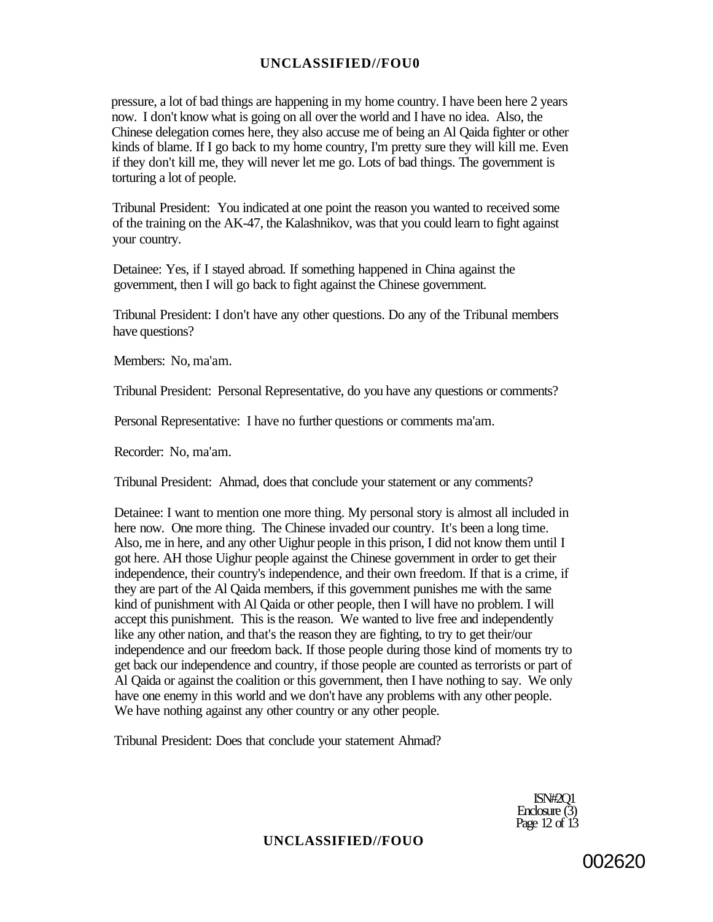pressure, a lot of bad things are happening in my home country. I have been here 2 years now. I don't know what is going on all over the world and I have no idea. Also, the Chinese delegation comes here, they also accuse me of being an Al Qaida fighter or other kinds of blame. If I go back to my home country, I'm pretty sure they will kill me. Even if they don't kill me, they will never let me go. Lots of bad things. The government is torturing a lot of people.

Tribunal President: You indicated at one point the reason you wanted to received some of the training on the AK-47, the Kalashnikov, was that you could learn to fight against your country.

Detainee: Yes, if I stayed abroad. If something happened in China against the government, then I will go back to fight against the Chinese government.

Tribunal President: I don't have any other questions. Do any of the Tribunal members have questions?

Members: No, ma'am.

Tribunal President: Personal Representative, do you have any questions or comments?

Personal Representative: I have no further questions or comments ma'am.

Recorder: No, ma'am.

Tribunal President: Ahmad, does that conclude your statement or any comments?

Detainee: I want to mention one more thing. My personal story is almost all included in here now. One more thing. The Chinese invaded our country. It's been a long time. Also, me in here, and any other Uighur people in this prison, I did not know them until I got here. AH those Uighur people against the Chinese government in order to get their independence, their country's independence, and their own freedom. If that is a crime, if they are part of the Al Qaida members, if this government punishes me with the same kind of punishment with Al Qaida or other people, then I will have no problem. I will accept this punishment. This is the reason. We wanted to live free and independently like any other nation, and that's the reason they are fighting, to try to get their/our independence and our freedom back. If those people during those kind of moments try to get back our independence and country, if those people are counted as terrorists or part of Al Qaida or against the coalition or this government, then I have nothing to say. We only have one enemy in this world and we don't have any problems with any other people. We have nothing against any other country or any other people.

Tribunal President: Does that conclude your statement Ahmad?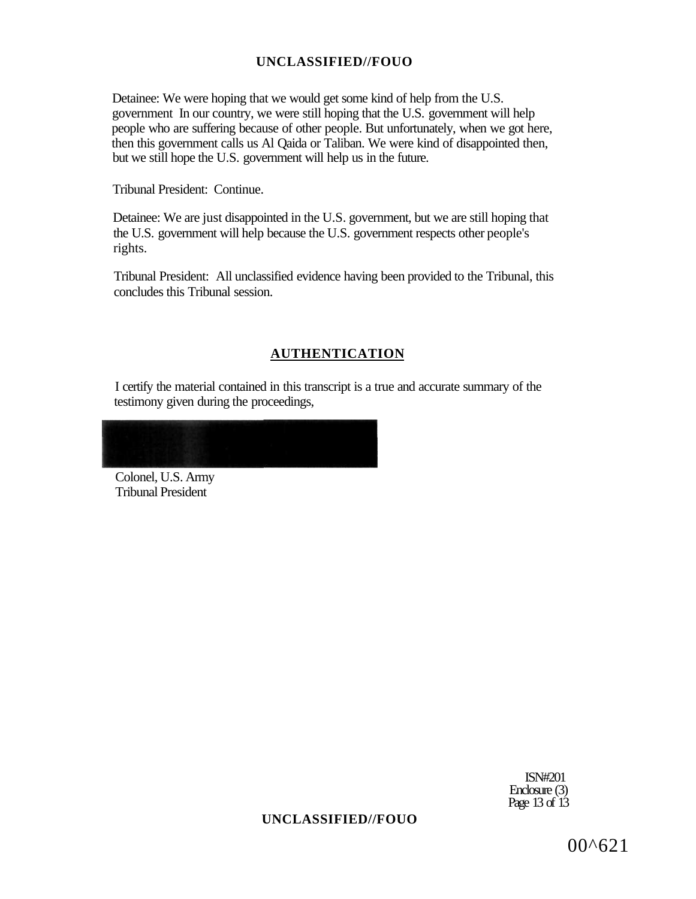Detainee: We were hoping that we would get some kind of help from the U.S. government In our country, we were still hoping that the U.S. government will help people who are suffering because of other people. But unfortunately, when we got here, then this government calls us Al Qaida or Taliban. We were kind of disappointed then, but we still hope the U.S. government will help us in the future.

Tribunal President: Continue.

Detainee: We are just disappointed in the U.S. government, but we are still hoping that the U.S. government will help because the U.S. government respects other people's rights.

Tribunal President: All unclassified evidence having been provided to the Tribunal, this concludes this Tribunal session.

## AUTHENTICATION

I certify the material contained in this transcript is a true and accurate summary of the testimony given during the proceedings,

Colonel, U.S. Army
Tribunal President

ISN#201
Enclosure (3)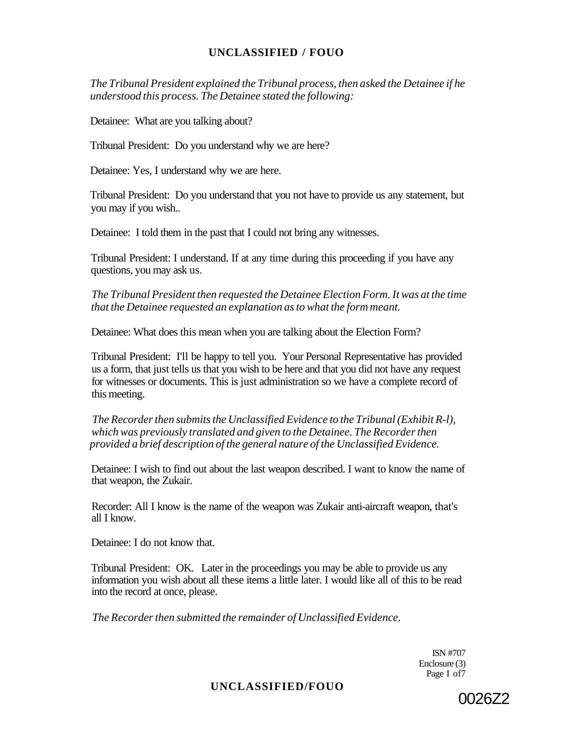*The Tribunal President explained the Tribunal process, then asked the Detainee if he understood this process. The Detainee stated the following:*

Detainee: What are you talking about?

Tribunal President: Do you understand why we are here?

Detainee: Yes, I understand why we are here.

Tribunal President: Do you understand that you not have to provide us any statement, but you may if you wish..

Detainee: I told them in the past that I could not bring any witnesses.

Tribunal President: I understand. If at any time during this proceeding if you have any questions, you may ask us.

*The Tribunal President then requested the Detainee Election Form. It was at the time that the Detainee requested an explanation as to what the form meant.*

Detainee: What does this mean when you are talking about the Election Form?

Tribunal President: I'll be happy to tell you. Your Personal Representative has provided us a form, that just tells us that you wish to be here and that you did not have any request for witnesses or documents. This is just administration so we have a complete record of this meeting.

*The Recorder then submits the Unclassified Evidence to the Tribunal (Exhibit R-l), which was previously translated and given to the Detainee. The Recorder then provided a brief description of the general nature of the Unclassified Evidence.*

Detainee: I wish to find out about the last weapon described. I want to know the name of that weapon, the Zukair.

Recorder: All I know is the name of the weapon was Zukair anti-aircraft weapon, that's all I know.

Detainee: I do not know that.

Tribunal President: OK. Later in the proceedings you may be able to provide us any information you wish about all these items a little later. I would like all of this to be read into the record at once, please.

*The Recorder then submitted the remainder of Unclassified Evidence.*

ISN #707
Enclosure (3)

0026Z2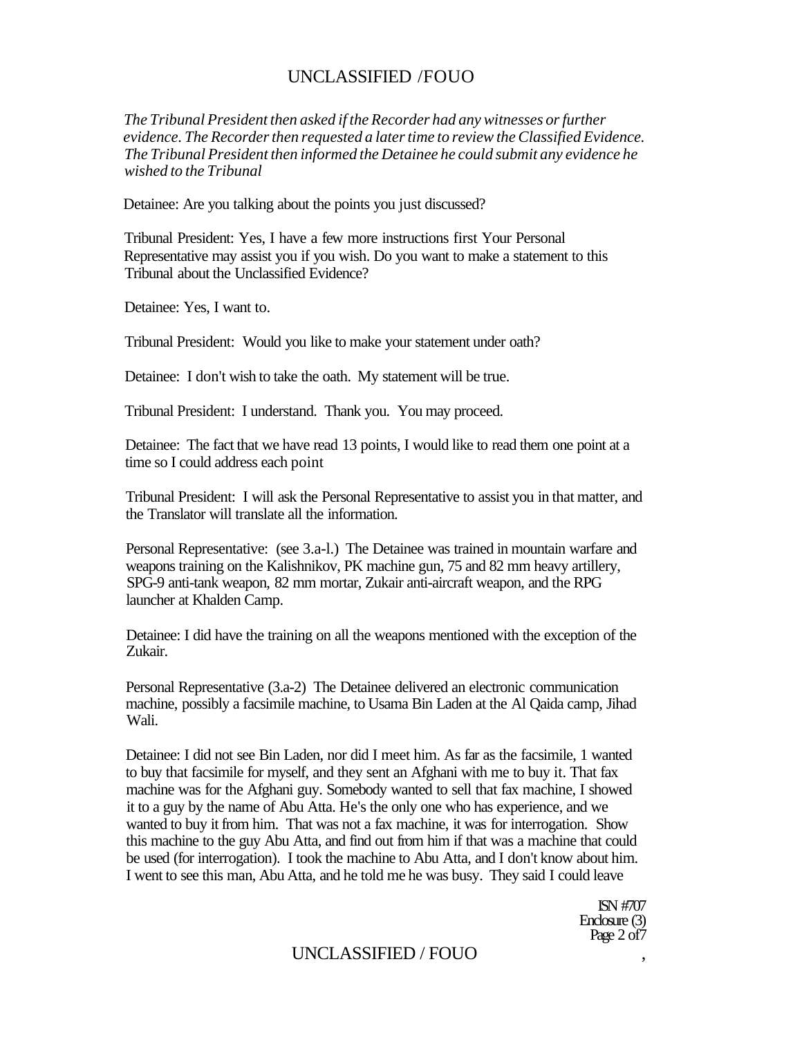*The Tribunal President then asked if the Recorder had any witnesses or further evidence. The Recorder then requested a later time to review the Classified Evidence. The Tribunal President then informed the Detainee he could submit any evidence he wished to the Tribunal*

Detainee: Are you talking about the points you just discussed?

Tribunal President: Yes, I have a few more instructions first Your Personal Representative may assist you if you wish. Do you want to make a statement to this Tribunal about the Unclassified Evidence?

Detainee: Yes, I want to.

Tribunal President: Would you like to make your statement under oath?

Detainee: I don't wish to take the oath. My statement will be true.

Tribunal President: I understand. Thank you. You may proceed.

Detainee: The fact that we have read 13 points, I would like to read them one point at a time so I could address each point

Tribunal President: I will ask the Personal Representative to assist you in that matter, and the Translator will translate all the information.

Personal Representative: (see 3.a-l.) The Detainee was trained in mountain warfare and weapons training on the Kalishnikov, PK machine gun, 75 and 82 mm heavy artillery, SPG-9 anti-tank weapon, 82 mm mortar, Zukair anti-aircraft weapon, and the RPG launcher at Khalden Camp.

Detainee: I did have the training on all the weapons mentioned with the exception of the Zukair.

Personal Representative (3.a-2) The Detainee delivered an electronic communication machine, possibly a facsimile machine, to Usama Bin Laden at the Al Qaida camp, Jihad Wali.

Detainee: I did not see Bin Laden, nor did I meet him. As far as the facsimile, 1 wanted to buy that facsimile for myself, and they sent an Afghani with me to buy it. That fax machine was for the Afghani guy. Somebody wanted to sell that fax machine, I showed it to a guy by the name of Abu Atta. He's the only one who has experience, and we wanted to buy it from him. That was not a fax machine, it was for interrogation. Show this machine to the guy Abu Atta, and find out from him if that was a machine that could be used (for interrogation). I took the machine to Abu Atta, and I don't know about him. I went to see this man, Abu Atta, and he told me he was busy. They said I could leave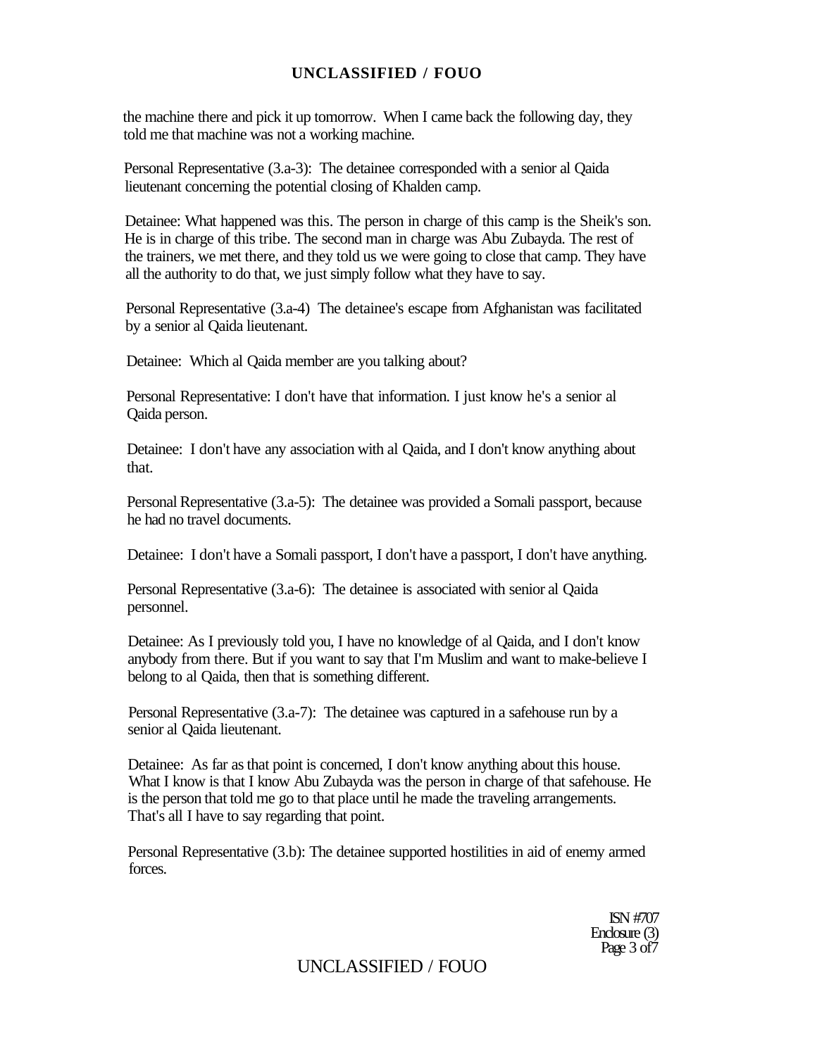the machine there and pick it up tomorrow. When I came back the following day, they told me that machine was not a working machine.

Personal Representative (3.a-3): The detainee corresponded with a senior al Qaida lieutenant concerning the potential closing of Khalden camp.

Detainee: What happened was this. The person in charge of this camp is the Sheik's son. He is in charge of this tribe. The second man in charge was Abu Zubayda. The rest of the trainers, we met there, and they told us we were going to close that camp. They have all the authority to do that, we just simply follow what they have to say.

Personal Representative (3.a-4) The detainee's escape from Afghanistan was facilitated by a senior al Qaida lieutenant.

Detainee: Which al Qaida member are you talking about?

Personal Representative: I don't have that information. I just know he's a senior al Qaida person.

Detainee: I don't have any association with al Qaida, and I don't know anything about that.

Personal Representative (3.a-5): The detainee was provided a Somali passport, because he had no travel documents.

Detainee: I don't have a Somali passport, I don't have a passport, I don't have anything.

Personal Representative (3.a-6): The detainee is associated with senior al Qaida personnel.

Detainee: As I previously told you, I have no knowledge of al Qaida, and I don't know anybody from there. But if you want to say that I'm Muslim and want to make-believe I belong to al Qaida, then that is something different.

Personal Representative (3.a-7): The detainee was captured in a safehouse run by a senior al Qaida lieutenant.

Detainee: As far as that point is concerned, I don't know anything about this house. What I know is that I know Abu Zubayda was the person in charge of that safehouse. He is the person that told me go to that place until he made the traveling arrangements. That's all I have to say regarding that point.

Personal Representative (3.b): The detainee supported hostilities in aid of enemy armed forces.

ISN #707
Enclosure (3)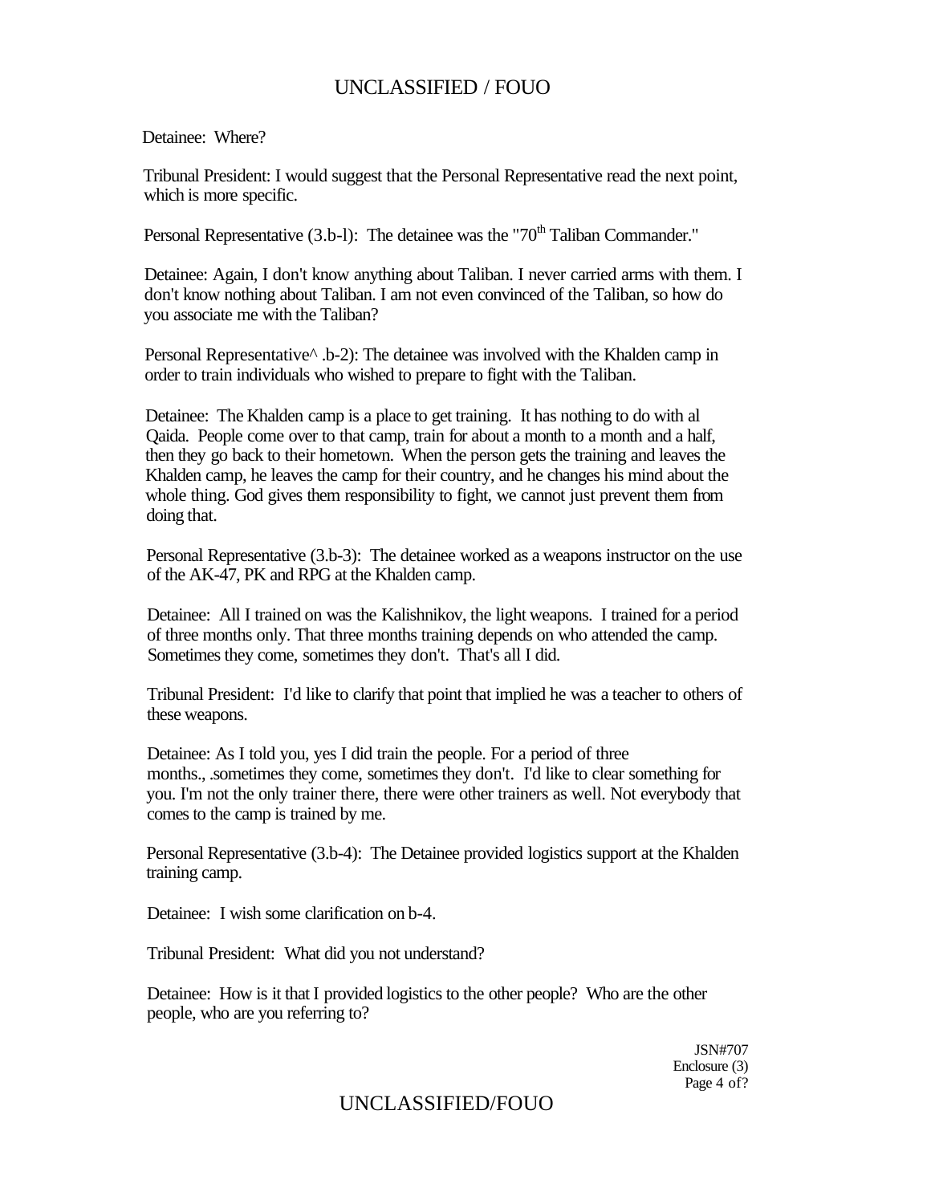Detainee: Where?

Tribunal President: I would suggest that the Personal Representative read the next point, which is more specific.

Personal Representative (3.b-l): The detainee was the "70th Taliban Commander."

Detainee: Again, I don't know anything about Taliban. I never carried arms with them. I don't know nothing about Taliban. I am not even convinced of the Taliban, so how do you associate me with the Taliban?

Personal Representative^ .b-2): The detainee was involved with the Khalden camp in order to train individuals who wished to prepare to fight with the Taliban.

Detainee: The Khalden camp is a place to get training. It has nothing to do with al Qaida. People come over to that camp, train for about a month to a month and a half, then they go back to their hometown. When the person gets the training and leaves the Khalden camp, he leaves the camp for their country, and he changes his mind about the whole thing. God gives them responsibility to fight, we cannot just prevent them from doing that.

Personal Representative (3.b-3): The detainee worked as a weapons instructor on the use of the AK-47, PK and RPG at the Khalden camp.

Detainee: All I trained on was the Kalishnikov, the light weapons. I trained for a period of three months only. That three months training depends on who attended the camp. Sometimes they come, sometimes they don't. That's all I did.

Tribunal President: I'd like to clarify that point that implied he was a teacher to others of these weapons.

Detainee: As I told you, yes I did train the people. For a period of three months., .sometimes they come, sometimes they don't. I'd like to clear something for you. I'm not the only trainer there, there were other trainers as well. Not everybody that comes to the camp is trained by me.

Personal Representative (3.b-4): The Detainee provided logistics support at the Khalden training camp.

Detainee: I wish some clarification on b-4.

Tribunal President: What did you not understand?

Detainee: How is it that I provided logistics to the other people? Who are the other people, who are you referring to?

JSN#707
Enclosure (3)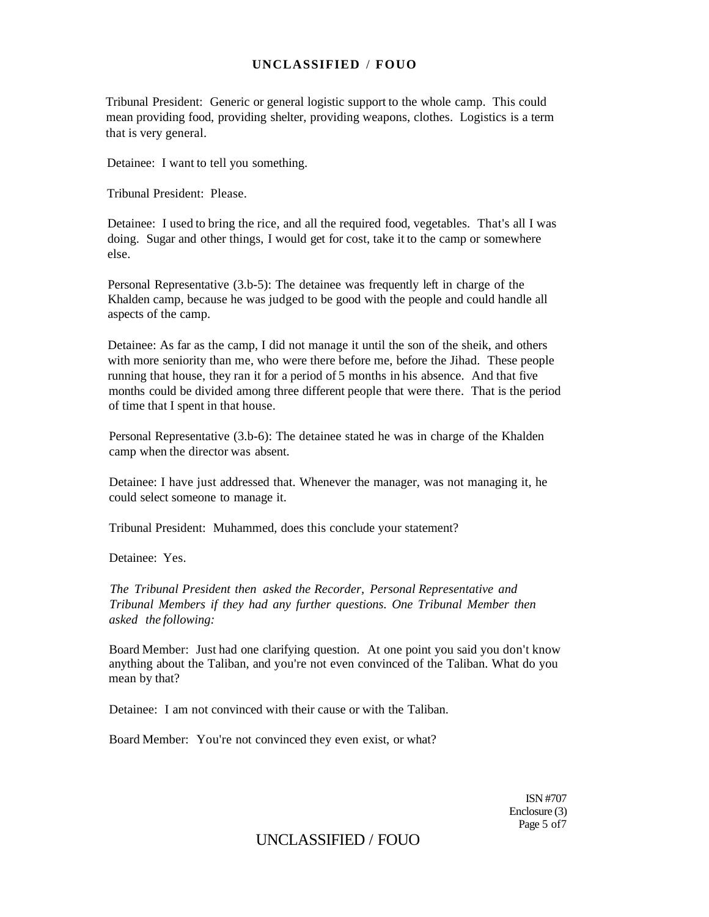Tribunal President: Generic or general logistic support to the whole camp. This could mean providing food, providing shelter, providing weapons, clothes. Logistics is a term that is very general.

Detainee: I want to tell you something.

Tribunal President: Please.

Detainee: I used to bring the rice, and all the required food, vegetables. That's all I was doing. Sugar and other things, I would get for cost, take it to the camp or somewhere else.

Personal Representative (3.b-5): The detainee was frequently left in charge of the Khalden camp, because he was judged to be good with the people and could handle all aspects of the camp.

Detainee: As far as the camp, I did not manage it until the son of the sheik, and others with more seniority than me, who were there before me, before the Jihad. These people running that house, they ran it for a period of 5 months in his absence. And that five months could be divided among three different people that were there. That is the period of time that I spent in that house.

Personal Representative (3.b-6): The detainee stated he was in charge of the Khalden camp when the director was absent.

Detainee: I have just addressed that. Whenever the manager, was not managing it, he could select someone to manage it.

Tribunal President: Muhammed, does this conclude your statement?

Detainee: Yes.

*The Tribunal President then asked the Recorder, Personal Representative and Tribunal Members if they had any further questions. One Tribunal Member then asked the following:*

Board Member: Just had one clarifying question. At one point you said you don't know anything about the Taliban, and you're not even convinced of the Taliban. What do you mean by that?

Detainee: I am not convinced with their cause or with the Taliban.

Board Member: You're not convinced they even exist, or what?

ISN #707
Enclosure (3)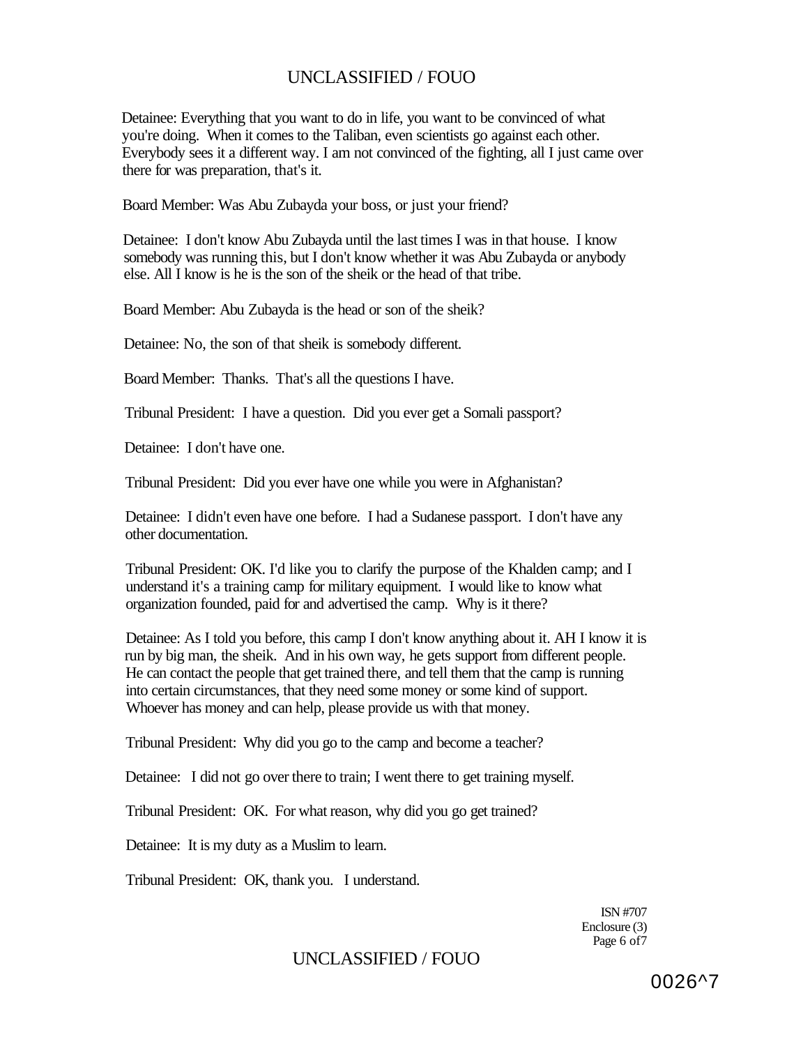Detainee: Everything that you want to do in life, you want to be convinced of what you're doing. When it comes to the Taliban, even scientists go against each other. Everybody sees it a different way. I am not convinced of the fighting, all I just came over there for was preparation, that's it.

Board Member: Was Abu Zubayda your boss, or just your friend?

Detainee: I don't know Abu Zubayda until the last times I was in that house. I know somebody was running this, but I don't know whether it was Abu Zubayda or anybody else. All I know is he is the son of the sheik or the head of that tribe.

Board Member: Abu Zubayda is the head or son of the sheik?

Detainee: No, the son of that sheik is somebody different.

Board Member: Thanks. That's all the questions I have.

Tribunal President: I have a question. Did you ever get a Somali passport?

Detainee: I don't have one.

Tribunal President: Did you ever have one while you were in Afghanistan?

Detainee: I didn't even have one before. I had a Sudanese passport. I don't have any other documentation.

Tribunal President: OK. I'd like you to clarify the purpose of the Khalden camp; and I understand it's a training camp for military equipment. I would like to know what organization founded, paid for and advertised the camp. Why is it there?

Detainee: As I told you before, this camp I don't know anything about it. AH I know it is run by big man, the sheik. And in his own way, he gets support from different people. He can contact the people that get trained there, and tell them that the camp is running into certain circumstances, that they need some money or some kind of support. Whoever has money and can help, please provide us with that money.

Tribunal President: Why did you go to the camp and become a teacher?

Detainee: I did not go over there to train; I went there to get training myself.

Tribunal President: OK. For what reason, why did you go get trained?

Detainee: It is my duty as a Muslim to learn.

Tribunal President: OK, thank you. I understand.

ISN #707
Enclosure (3)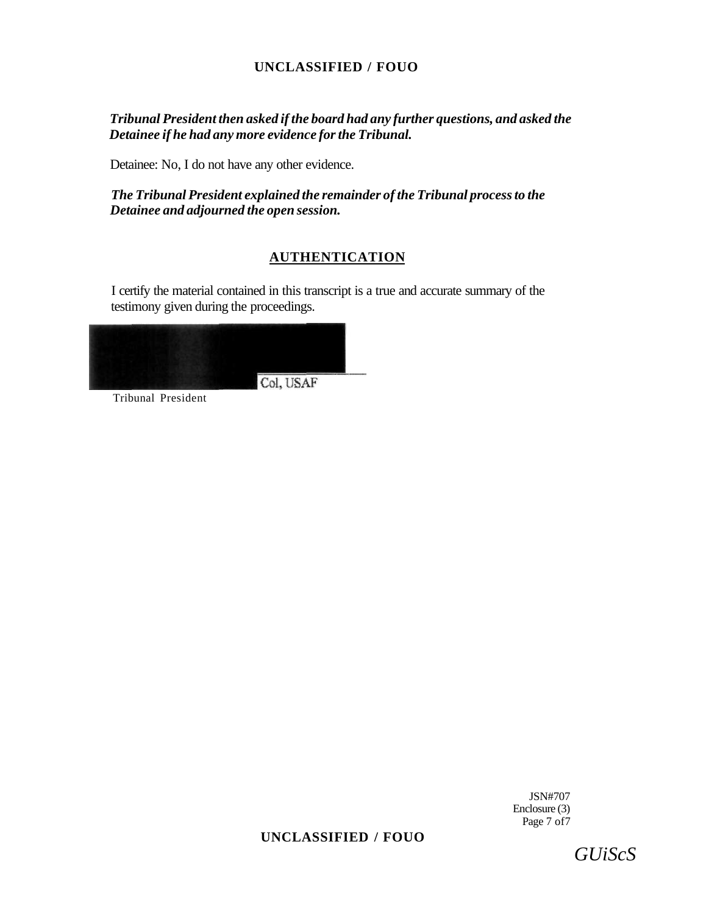*Tribunal President then asked if the board had any further questions, and asked the Detainee if he had any more evidence for the Tribunal.*

Detainee: No, I do not have any other evidence.

*The Tribunal President explained the remainder of the Tribunal process to the Detainee and adjourned the open session.*

## AUTHENTICATION

I certify the material contained in this transcript is a true and accurate summary of the testimony given during the proceedings.

Col, USAF

Tribunal President

JSN#707
Enclosure (3)